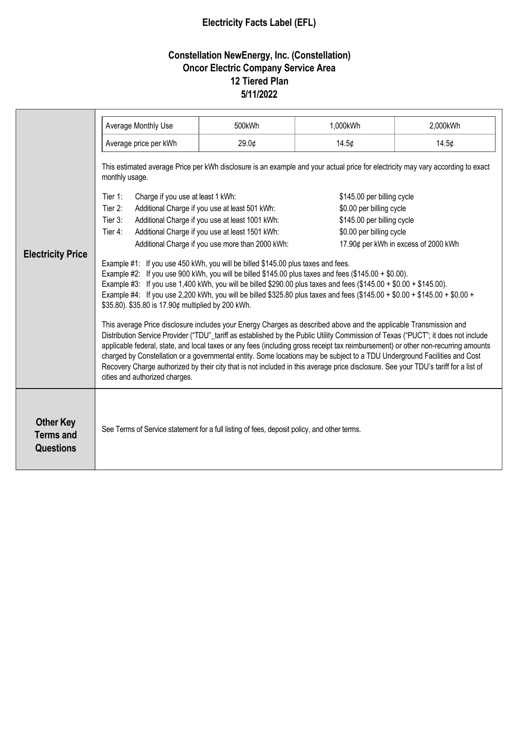# Electricity Facts Label (EFL)

## Constellation NewEnergy, Inc. (Constellation)
## Oncor Electric Company Service Area
## 12 Tiered Plan
## 5/11/2022

### Electricity Price

| Average Monthly Use | 500kWh | 1,000kWh | 2,000kWh |
|---|---|---|---|
| Average price per kWh | 29.0¢ | 14.5¢ | 14.5¢ |

This estimated average Price per kWh disclosure is an example and your actual price for electricity may vary according to exact monthly usage.

| | | |
|---|---|---|
| Tier 1: | Charge if you use at least 1 kWh: | $145.00 per billing cycle |
| Tier 2: | Additional Charge if you use at least 501 kWh: | $0.00 per billing cycle |
| Tier 3: | Additional Charge if you use at least 1001 kWh: | $145.00 per billing cycle |
| Tier 4: | Additional Charge if you use at least 1501 kWh: | $0.00 per billing cycle |
| | Additional Charge if you use more than 2000 kWh: | 17.90¢ per kWh in excess of 2000 kWh |

Example #1: If you use 450 kWh, you will be billed $145.00 plus taxes and fees.
Example #2: If you use 900 kWh, you will be billed $145.00 plus taxes and fees ($145.00 + $0.00).
Example #3: If you use 1,400 kWh, you will be billed $290.00 plus taxes and fees ($145.00 + $0.00 + $145.00).
Example #4: If you use 2,200 kWh, you will be billed $325.80 plus taxes and fees ($145.00 + $0.00 + $145.00 + $0.00 + $35.80). $35.80 is 17.90¢ multiplied by 200 kWh.

This average Price disclosure includes your Energy Charges as described above and the applicable Transmission and Distribution Service Provider ("TDU"_tariff as established by the Public Utility Commission of Texas ("PUCT"; it does not include applicable federal, state, and local taxes or any fees (including gross receipt tax reimbursement) or other non-recurring amounts charged by Constellation or a governmental entity. Some locations may be subject to a TDU Underground Facilities and Cost Recovery Charge authorized by their city that is not included in this average price disclosure. See your TDU's tariff for a list of cities and authorized charges.

### Other Key Terms and Questions

See Terms of Service statement for a full listing of fees, deposit policy, and other terms.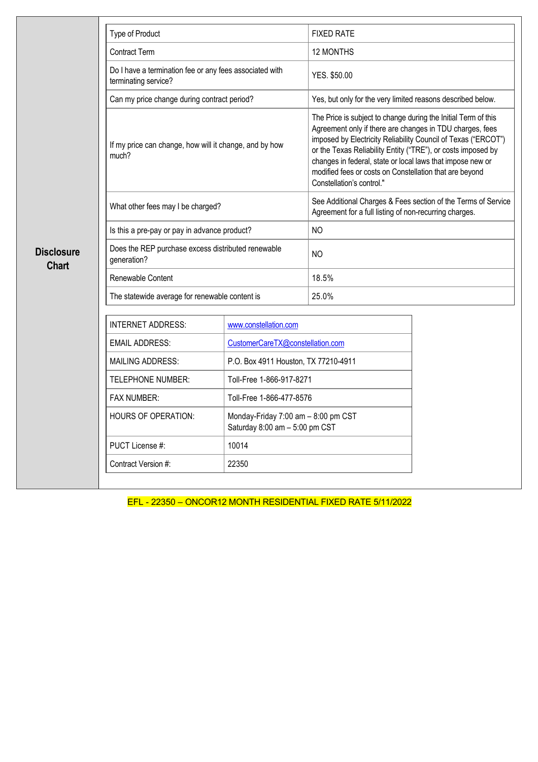## Disclosure Chart

| | |
|---|---|
| Type of Product | FIXED RATE |
| Contract Term | 12 MONTHS |
| Do I have a termination fee or any fees associated with terminating service? | YES. $50.00 |
| Can my price change during contract period? | Yes, but only for the very limited reasons described below. |
| If my price can change, how will it change, and by how much? | The Price is subject to change during the Initial Term of this Agreement only if there are changes in TDU charges, fees imposed by Electricity Reliability Council of Texas ("ERCOT") or the Texas Reliability Entity ("TRE"), or costs imposed by changes in federal, state or local laws that impose new or modified fees or costs on Constellation that are beyond Constellation's control." |
| What other fees may I be charged? | See Additional Charges & Fees section of the Terms of Service Agreement for a full listing of non-recurring charges. |
| Is this a pre-pay or pay in advance product? | NO |
| Does the REP purchase excess distributed renewable generation? | NO |
| Renewable Content | 18.5% |
| The statewide average for renewable content is | 25.0% |

| | |
|---|---|
| INTERNET ADDRESS: | www.constellation.com |
| EMAIL ADDRESS: | CustomerCareTX@constellation.com |
| MAILING ADDRESS: | P.O. Box 4911 Houston, TX 77210-4911 |
| TELEPHONE NUMBER: | Toll-Free 1-866-917-8271 |
| FAX NUMBER: | Toll-Free 1-866-477-8576 |
| HOURS OF OPERATION: | Monday-Friday 7:00 am – 8:00 pm CST<br>Saturday 8:00 am – 5:00 pm CST |
| PUCT License #: | 10014 |
| Contract Version #: | 22350 |

EFL - 22350 – ONCOR12 MONTH RESIDENTIAL FIXED RATE 5/11/2022